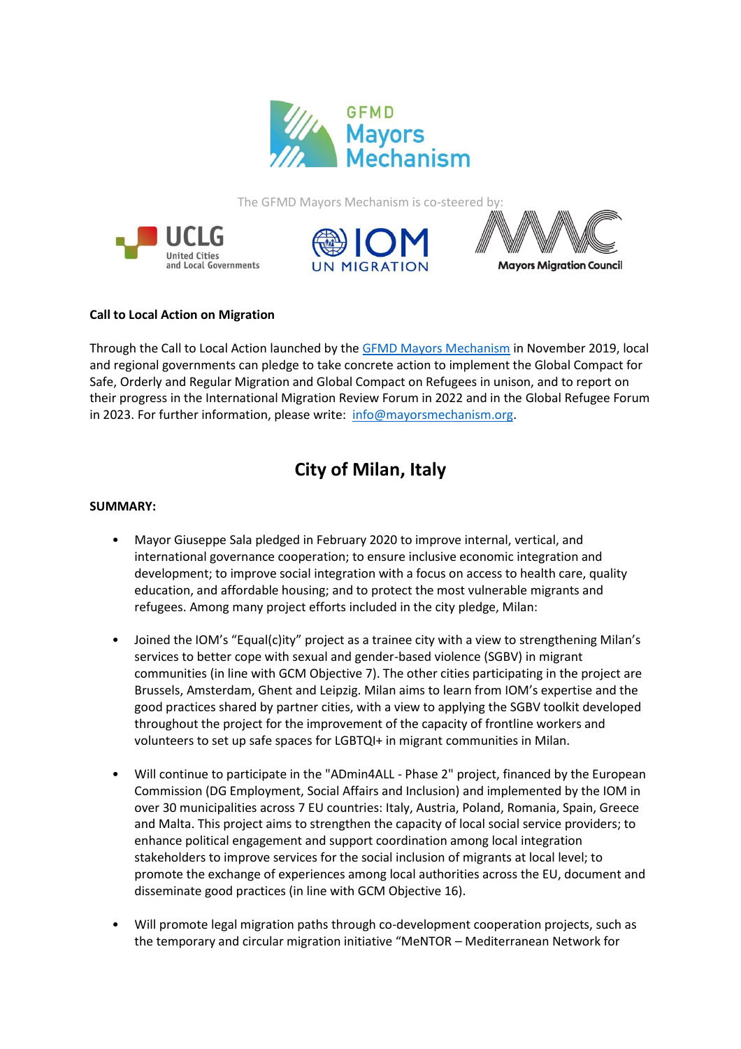GFMD Mayors Mechanism

The GFMD Mayors Mechanism is co-steered by:

UCLG United Cities and Local Governments

IOM UN MIGRATION

Mayors Migration Council

**Call to Local Action on Migration**

Through the Call to Local Action launched by the [GFMD Mayors Mechanism](#) in November 2019, local and regional governments can pledge to take concrete action to implement the Global Compact for Safe, Orderly and Regular Migration and Global Compact on Refugees in unison, and to report on their progress in the International Migration Review Forum in 2022 and in the Global Refugee Forum in 2023. For further information, please write: [info@mayorsmechanism.org](mailto:info@mayorsmechanism.org).

# City of Milan, Italy

**SUMMARY:**

- Mayor Giuseppe Sala pledged in February 2020 to improve internal, vertical, and international governance cooperation; to ensure inclusive economic integration and development; to improve social integration with a focus on access to health care, quality education, and affordable housing; and to protect the most vulnerable migrants and refugees. Among many project efforts included in the city pledge, Milan:

- Joined the IOM's "Equal(c)ity" project as a trainee city with a view to strengthening Milan's services to better cope with sexual and gender-based violence (SGBV) in migrant communities (in line with GCM Objective 7). The other cities participating in the project are Brussels, Amsterdam, Ghent and Leipzig. Milan aims to learn from IOM's expertise and the good practices shared by partner cities, with a view to applying the SGBV toolkit developed throughout the project for the improvement of the capacity of frontline workers and volunteers to set up safe spaces for LGBTQI+ in migrant communities in Milan.

- Will continue to participate in the "ADmin4ALL - Phase 2" project, financed by the European Commission (DG Employment, Social Affairs and Inclusion) and implemented by the IOM in over 30 municipalities across 7 EU countries: Italy, Austria, Poland, Romania, Spain, Greece and Malta. This project aims to strengthen the capacity of local social service providers; to enhance political engagement and support coordination among local integration stakeholders to improve services for the social inclusion of migrants at local level; to promote the exchange of experiences among local authorities across the EU, document and disseminate good practices (in line with GCM Objective 16).

- Will promote legal migration paths through co-development cooperation projects, such as the temporary and circular migration initiative "MeNTOR – Mediterranean Network for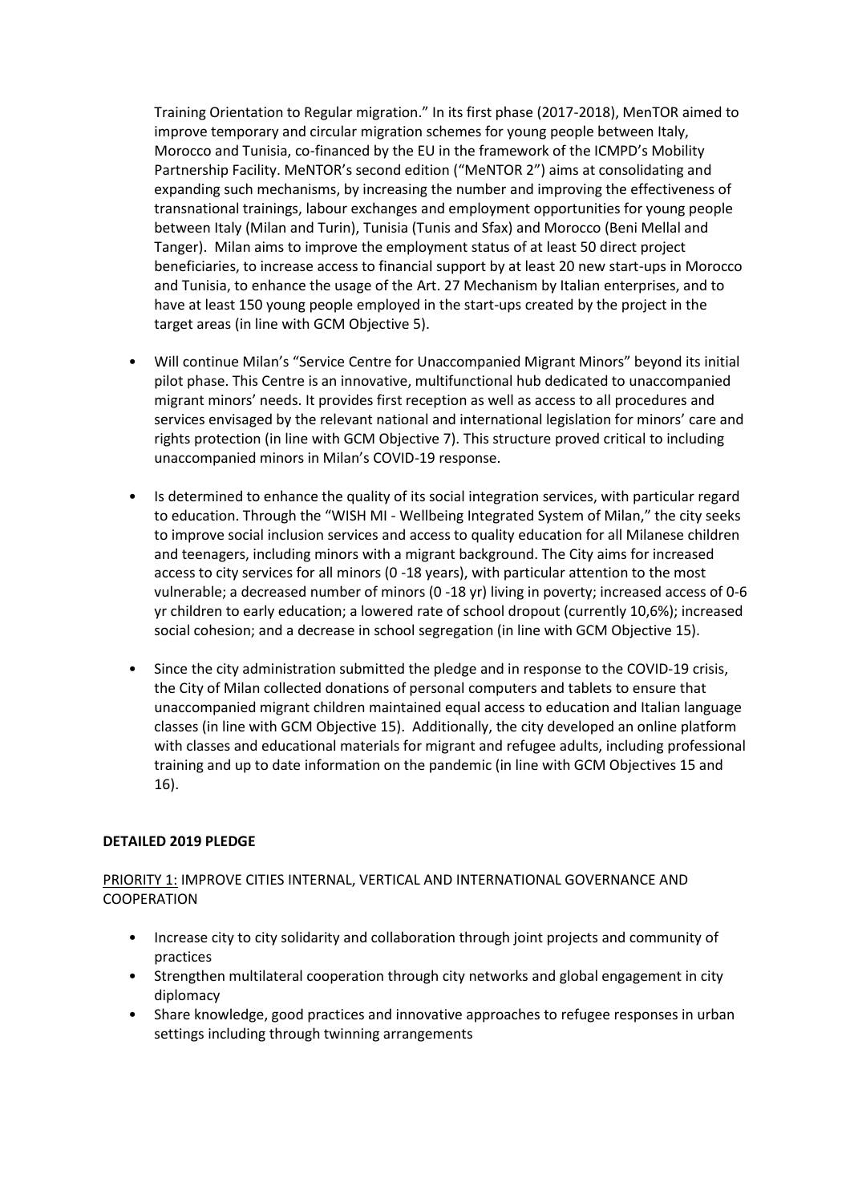Training Orientation to Regular migration." In its first phase (2017-2018), MenTOR aimed to improve temporary and circular migration schemes for young people between Italy, Morocco and Tunisia, co-financed by the EU in the framework of the ICMPD's Mobility Partnership Facility. MeNTOR's second edition ("MeNTOR 2") aims at consolidating and expanding such mechanisms, by increasing the number and improving the effectiveness of transnational trainings, labour exchanges and employment opportunities for young people between Italy (Milan and Turin), Tunisia (Tunis and Sfax) and Morocco (Beni Mellal and Tanger). Milan aims to improve the employment status of at least 50 direct project beneficiaries, to increase access to financial support by at least 20 new start-ups in Morocco and Tunisia, to enhance the usage of the Art. 27 Mechanism by Italian enterprises, and to have at least 150 young people employed in the start-ups created by the project in the target areas (in line with GCM Objective 5).

- Will continue Milan's "Service Centre for Unaccompanied Migrant Minors" beyond its initial pilot phase. This Centre is an innovative, multifunctional hub dedicated to unaccompanied migrant minors' needs. It provides first reception as well as access to all procedures and services envisaged by the relevant national and international legislation for minors' care and rights protection (in line with GCM Objective 7). This structure proved critical to including unaccompanied minors in Milan's COVID-19 response.

- Is determined to enhance the quality of its social integration services, with particular regard to education. Through the "WISH MI - Wellbeing Integrated System of Milan," the city seeks to improve social inclusion services and access to quality education for all Milanese children and teenagers, including minors with a migrant background. The City aims for increased access to city services for all minors (0 -18 years), with particular attention to the most vulnerable; a decreased number of minors (0 -18 yr) living in poverty; increased access of 0-6 yr children to early education; a lowered rate of school dropout (currently 10,6%); increased social cohesion; and a decrease in school segregation (in line with GCM Objective 15).

- Since the city administration submitted the pledge and in response to the COVID-19 crisis, the City of Milan collected donations of personal computers and tablets to ensure that unaccompanied migrant children maintained equal access to education and Italian language classes (in line with GCM Objective 15). Additionally, the city developed an online platform with classes and educational materials for migrant and refugee adults, including professional training and up to date information on the pandemic (in line with GCM Objectives 15 and 16).

**DETAILED 2019 PLEDGE**

PRIORITY 1: IMPROVE CITIES INTERNAL, VERTICAL AND INTERNATIONAL GOVERNANCE AND COOPERATION

- Increase city to city solidarity and collaboration through joint projects and community of practices
- Strengthen multilateral cooperation through city networks and global engagement in city diplomacy
- Share knowledge, good practices and innovative approaches to refugee responses in urban settings including through twinning arrangements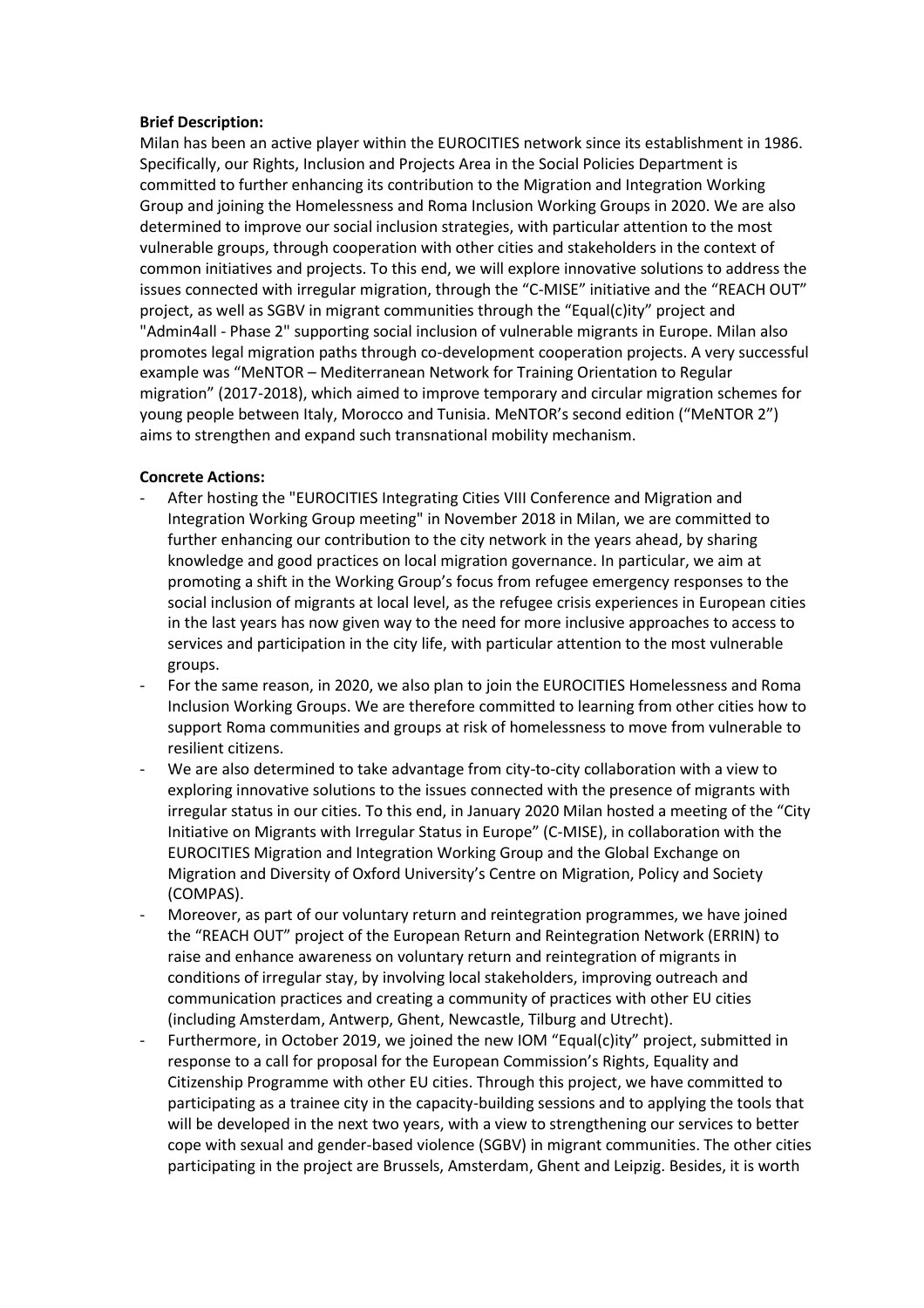**Brief Description:**

Milan has been an active player within the EUROCITIES network since its establishment in 1986. Specifically, our Rights, Inclusion and Projects Area in the Social Policies Department is committed to further enhancing its contribution to the Migration and Integration Working Group and joining the Homelessness and Roma Inclusion Working Groups in 2020. We are also determined to improve our social inclusion strategies, with particular attention to the most vulnerable groups, through cooperation with other cities and stakeholders in the context of common initiatives and projects. To this end, we will explore innovative solutions to address the issues connected with irregular migration, through the "C-MISE" initiative and the "REACH OUT" project, as well as SGBV in migrant communities through the "Equal(c)ity" project and "Admin4all - Phase 2" supporting social inclusion of vulnerable migrants in Europe. Milan also promotes legal migration paths through co-development cooperation projects. A very successful example was "MeNTOR – Mediterranean Network for Training Orientation to Regular migration" (2017-2018), which aimed to improve temporary and circular migration schemes for young people between Italy, Morocco and Tunisia. MeNTOR's second edition ("MeNTOR 2") aims to strengthen and expand such transnational mobility mechanism.

**Concrete Actions:**

- After hosting the "EUROCITIES Integrating Cities VIII Conference and Migration and Integration Working Group meeting" in November 2018 in Milan, we are committed to further enhancing our contribution to the city network in the years ahead, by sharing knowledge and good practices on local migration governance. In particular, we aim at promoting a shift in the Working Group's focus from refugee emergency responses to the social inclusion of migrants at local level, as the refugee crisis experiences in European cities in the last years has now given way to the need for more inclusive approaches to access to services and participation in the city life, with particular attention to the most vulnerable groups.
- For the same reason, in 2020, we also plan to join the EUROCITIES Homelessness and Roma Inclusion Working Groups. We are therefore committed to learning from other cities how to support Roma communities and groups at risk of homelessness to move from vulnerable to resilient citizens.
- We are also determined to take advantage from city-to-city collaboration with a view to exploring innovative solutions to the issues connected with the presence of migrants with irregular status in our cities. To this end, in January 2020 Milan hosted a meeting of the "City Initiative on Migrants with Irregular Status in Europe" (C-MISE), in collaboration with the EUROCITIES Migration and Integration Working Group and the Global Exchange on Migration and Diversity of Oxford University's Centre on Migration, Policy and Society (COMPAS).
- Moreover, as part of our voluntary return and reintegration programmes, we have joined the "REACH OUT" project of the European Return and Reintegration Network (ERRIN) to raise and enhance awareness on voluntary return and reintegration of migrants in conditions of irregular stay, by involving local stakeholders, improving outreach and communication practices and creating a community of practices with other EU cities (including Amsterdam, Antwerp, Ghent, Newcastle, Tilburg and Utrecht).
- Furthermore, in October 2019, we joined the new IOM "Equal(c)ity" project, submitted in response to a call for proposal for the European Commission's Rights, Equality and Citizenship Programme with other EU cities. Through this project, we have committed to participating as a trainee city in the capacity-building sessions and to applying the tools that will be developed in the next two years, with a view to strengthening our services to better cope with sexual and gender-based violence (SGBV) in migrant communities. The other cities participating in the project are Brussels, Amsterdam, Ghent and Leipzig. Besides, it is worth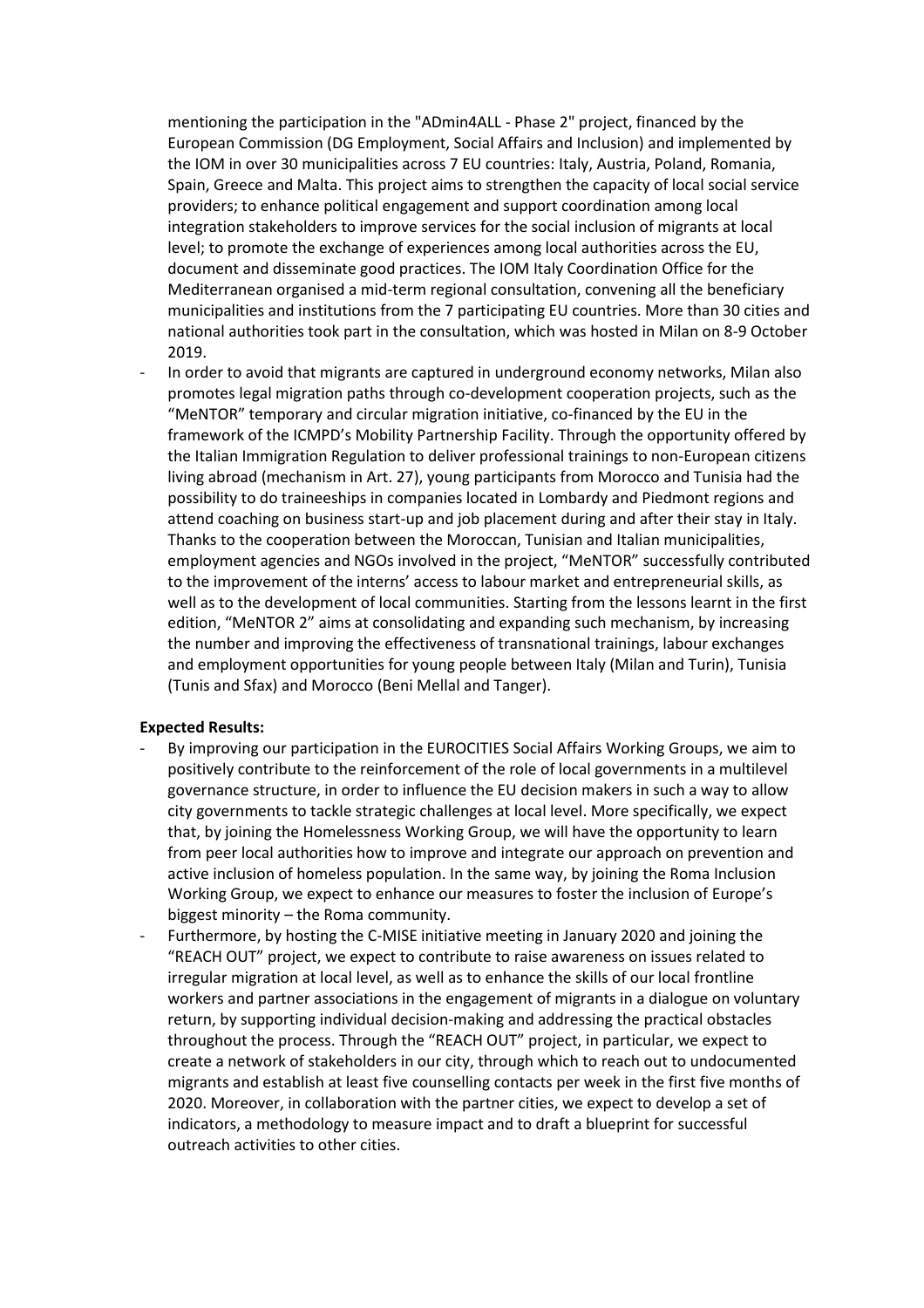mentioning the participation in the "ADmin4ALL - Phase 2" project, financed by the European Commission (DG Employment, Social Affairs and Inclusion) and implemented by the IOM in over 30 municipalities across 7 EU countries: Italy, Austria, Poland, Romania, Spain, Greece and Malta. This project aims to strengthen the capacity of local social service providers; to enhance political engagement and support coordination among local integration stakeholders to improve services for the social inclusion of migrants at local level; to promote the exchange of experiences among local authorities across the EU, document and disseminate good practices. The IOM Italy Coordination Office for the Mediterranean organised a mid-term regional consultation, convening all the beneficiary municipalities and institutions from the 7 participating EU countries. More than 30 cities and national authorities took part in the consultation, which was hosted in Milan on 8-9 October 2019.

- In order to avoid that migrants are captured in underground economy networks, Milan also promotes legal migration paths through co-development cooperation projects, such as the "MeNTOR" temporary and circular migration initiative, co-financed by the EU in the framework of the ICMPD's Mobility Partnership Facility. Through the opportunity offered by the Italian Immigration Regulation to deliver professional trainings to non-European citizens living abroad (mechanism in Art. 27), young participants from Morocco and Tunisia had the possibility to do traineeships in companies located in Lombardy and Piedmont regions and attend coaching on business start-up and job placement during and after their stay in Italy. Thanks to the cooperation between the Moroccan, Tunisian and Italian municipalities, employment agencies and NGOs involved in the project, "MeNTOR" successfully contributed to the improvement of the interns' access to labour market and entrepreneurial skills, as well as to the development of local communities. Starting from the lessons learnt in the first edition, "MeNTOR 2" aims at consolidating and expanding such mechanism, by increasing the number and improving the effectiveness of transnational trainings, labour exchanges and employment opportunities for young people between Italy (Milan and Turin), Tunisia (Tunis and Sfax) and Morocco (Beni Mellal and Tanger).

**Expected Results:**

- By improving our participation in the EUROCITIES Social Affairs Working Groups, we aim to positively contribute to the reinforcement of the role of local governments in a multilevel governance structure, in order to influence the EU decision makers in such a way to allow city governments to tackle strategic challenges at local level. More specifically, we expect that, by joining the Homelessness Working Group, we will have the opportunity to learn from peer local authorities how to improve and integrate our approach on prevention and active inclusion of homeless population. In the same way, by joining the Roma Inclusion Working Group, we expect to enhance our measures to foster the inclusion of Europe's biggest minority – the Roma community.
- Furthermore, by hosting the C-MISE initiative meeting in January 2020 and joining the "REACH OUT" project, we expect to contribute to raise awareness on issues related to irregular migration at local level, as well as to enhance the skills of our local frontline workers and partner associations in the engagement of migrants in a dialogue on voluntary return, by supporting individual decision-making and addressing the practical obstacles throughout the process. Through the "REACH OUT" project, in particular, we expect to create a network of stakeholders in our city, through which to reach out to undocumented migrants and establish at least five counselling contacts per week in the first five months of 2020. Moreover, in collaboration with the partner cities, we expect to develop a set of indicators, a methodology to measure impact and to draft a blueprint for successful outreach activities to other cities.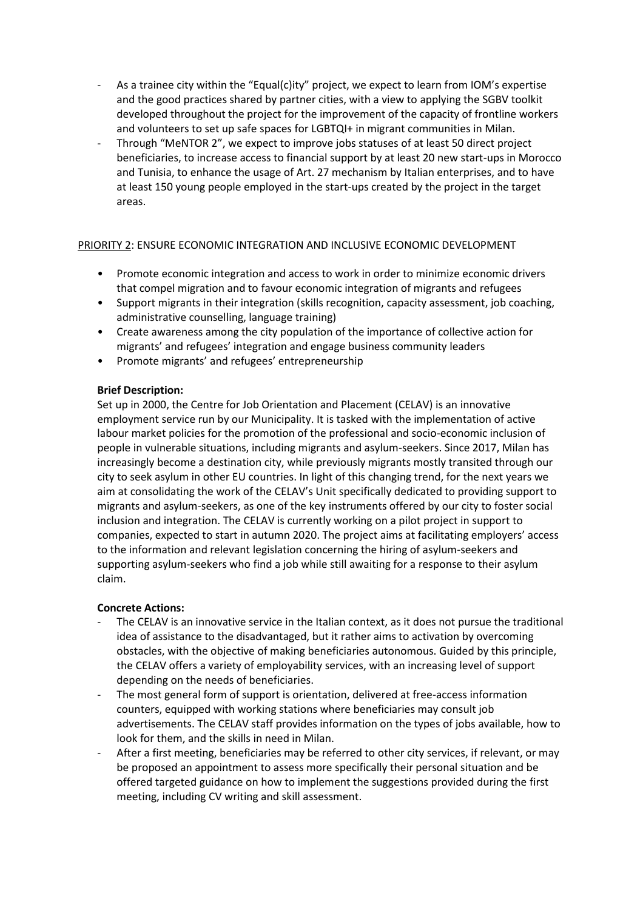- As a trainee city within the "Equal(c)ity" project, we expect to learn from IOM's expertise and the good practices shared by partner cities, with a view to applying the SGBV toolkit developed throughout the project for the improvement of the capacity of frontline workers and volunteers to set up safe spaces for LGBTQI+ in migrant communities in Milan.
- Through "MeNTOR 2", we expect to improve jobs statuses of at least 50 direct project beneficiaries, to increase access to financial support by at least 20 new start-ups in Morocco and Tunisia, to enhance the usage of Art. 27 mechanism by Italian enterprises, and to have at least 150 young people employed in the start-ups created by the project in the target areas.

PRIORITY 2: ENSURE ECONOMIC INTEGRATION AND INCLUSIVE ECONOMIC DEVELOPMENT

- Promote economic integration and access to work in order to minimize economic drivers that compel migration and to favour economic integration of migrants and refugees
- Support migrants in their integration (skills recognition, capacity assessment, job coaching, administrative counselling, language training)
- Create awareness among the city population of the importance of collective action for migrants' and refugees' integration and engage business community leaders
- Promote migrants' and refugees' entrepreneurship

**Brief Description:**

Set up in 2000, the Centre for Job Orientation and Placement (CELAV) is an innovative employment service run by our Municipality. It is tasked with the implementation of active labour market policies for the promotion of the professional and socio-economic inclusion of people in vulnerable situations, including migrants and asylum-seekers. Since 2017, Milan has increasingly become a destination city, while previously migrants mostly transited through our city to seek asylum in other EU countries. In light of this changing trend, for the next years we aim at consolidating the work of the CELAV's Unit specifically dedicated to providing support to migrants and asylum-seekers, as one of the key instruments offered by our city to foster social inclusion and integration. The CELAV is currently working on a pilot project in support to companies, expected to start in autumn 2020. The project aims at facilitating employers' access to the information and relevant legislation concerning the hiring of asylum-seekers and supporting asylum-seekers who find a job while still awaiting for a response to their asylum claim.

**Concrete Actions:**

- The CELAV is an innovative service in the Italian context, as it does not pursue the traditional idea of assistance to the disadvantaged, but it rather aims to activation by overcoming obstacles, with the objective of making beneficiaries autonomous. Guided by this principle, the CELAV offers a variety of employability services, with an increasing level of support depending on the needs of beneficiaries.
- The most general form of support is orientation, delivered at free-access information counters, equipped with working stations where beneficiaries may consult job advertisements. The CELAV staff provides information on the types of jobs available, how to look for them, and the skills in need in Milan.
- After a first meeting, beneficiaries may be referred to other city services, if relevant, or may be proposed an appointment to assess more specifically their personal situation and be offered targeted guidance on how to implement the suggestions provided during the first meeting, including CV writing and skill assessment.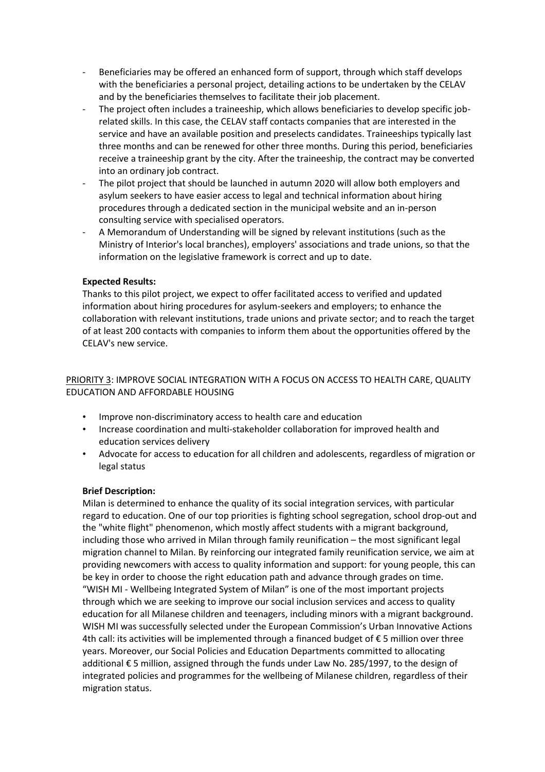- Beneficiaries may be offered an enhanced form of support, through which staff develops with the beneficiaries a personal project, detailing actions to be undertaken by the CELAV and by the beneficiaries themselves to facilitate their job placement.
- The project often includes a traineeship, which allows beneficiaries to develop specific job-related skills. In this case, the CELAV staff contacts companies that are interested in the service and have an available position and preselects candidates. Traineeships typically last three months and can be renewed for other three months. During this period, beneficiaries receive a traineeship grant by the city. After the traineeship, the contract may be converted into an ordinary job contract.
- The pilot project that should be launched in autumn 2020 will allow both employers and asylum seekers to have easier access to legal and technical information about hiring procedures through a dedicated section in the municipal website and an in-person consulting service with specialised operators.
- A Memorandum of Understanding will be signed by relevant institutions (such as the Ministry of Interior's local branches), employers' associations and trade unions, so that the information on the legislative framework is correct and up to date.

**Expected Results:**

Thanks to this pilot project, we expect to offer facilitated access to verified and updated information about hiring procedures for asylum-seekers and employers; to enhance the collaboration with relevant institutions, trade unions and private sector; and to reach the target of at least 200 contacts with companies to inform them about the opportunities offered by the CELAV's new service.

PRIORITY 3: IMPROVE SOCIAL INTEGRATION WITH A FOCUS ON ACCESS TO HEALTH CARE, QUALITY EDUCATION AND AFFORDABLE HOUSING

- Improve non-discriminatory access to health care and education
- Increase coordination and multi-stakeholder collaboration for improved health and education services delivery
- Advocate for access to education for all children and adolescents, regardless of migration or legal status

**Brief Description:**

Milan is determined to enhance the quality of its social integration services, with particular regard to education. One of our top priorities is fighting school segregation, school drop-out and the "white flight" phenomenon, which mostly affect students with a migrant background, including those who arrived in Milan through family reunification – the most significant legal migration channel to Milan. By reinforcing our integrated family reunification service, we aim at providing newcomers with access to quality information and support: for young people, this can be key in order to choose the right education path and advance through grades on time.
"WISH MI - Wellbeing Integrated System of Milan" is one of the most important projects through which we are seeking to improve our social inclusion services and access to quality education for all Milanese children and teenagers, including minors with a migrant background. WISH MI was successfully selected under the European Commission's Urban Innovative Actions 4th call: its activities will be implemented through a financed budget of € 5 million over three years. Moreover, our Social Policies and Education Departments committed to allocating additional € 5 million, assigned through the funds under Law No. 285/1997, to the design of integrated policies and programmes for the wellbeing of Milanese children, regardless of their migration status.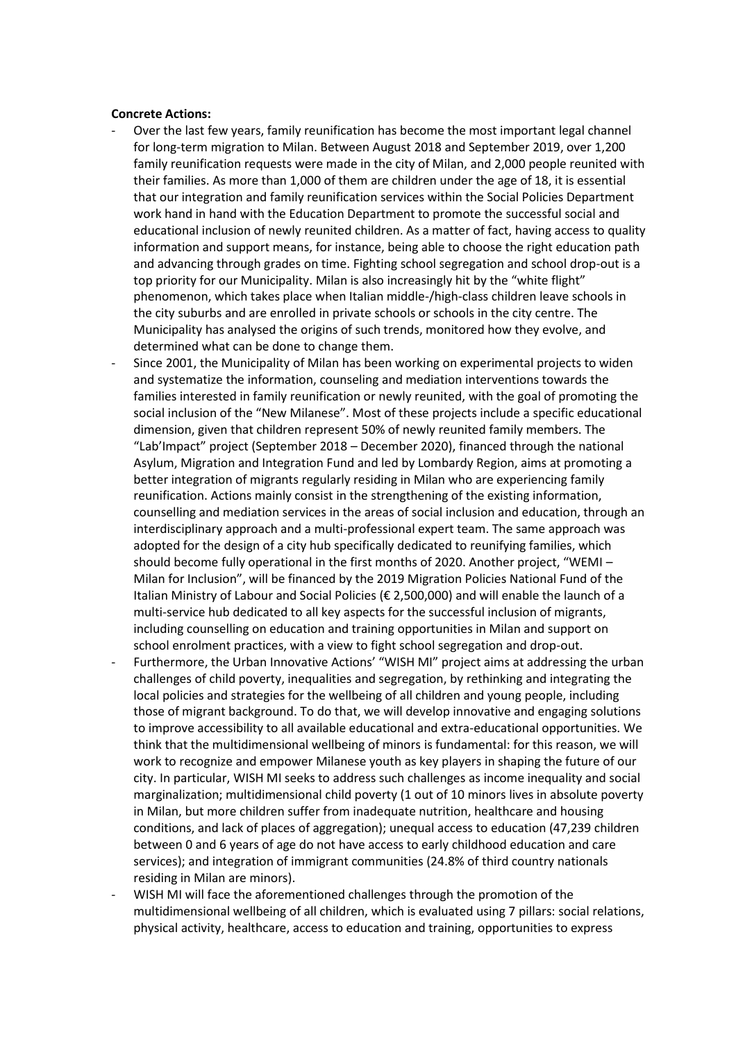**Concrete Actions:**

- Over the last few years, family reunification has become the most important legal channel for long-term migration to Milan. Between August 2018 and September 2019, over 1,200 family reunification requests were made in the city of Milan, and 2,000 people reunited with their families. As more than 1,000 of them are children under the age of 18, it is essential that our integration and family reunification services within the Social Policies Department work hand in hand with the Education Department to promote the successful social and educational inclusion of newly reunited children. As a matter of fact, having access to quality information and support means, for instance, being able to choose the right education path and advancing through grades on time. Fighting school segregation and school drop-out is a top priority for our Municipality. Milan is also increasingly hit by the "white flight" phenomenon, which takes place when Italian middle-/high-class children leave schools in the city suburbs and are enrolled in private schools or schools in the city centre. The Municipality has analysed the origins of such trends, monitored how they evolve, and determined what can be done to change them.
- Since 2001, the Municipality of Milan has been working on experimental projects to widen and systematize the information, counseling and mediation interventions towards the families interested in family reunification or newly reunited, with the goal of promoting the social inclusion of the "New Milanese". Most of these projects include a specific educational dimension, given that children represent 50% of newly reunited family members. The "Lab'Impact" project (September 2018 – December 2020), financed through the national Asylum, Migration and Integration Fund and led by Lombardy Region, aims at promoting a better integration of migrants regularly residing in Milan who are experiencing family reunification. Actions mainly consist in the strengthening of the existing information, counselling and mediation services in the areas of social inclusion and education, through an interdisciplinary approach and a multi-professional expert team. The same approach was adopted for the design of a city hub specifically dedicated to reunifying families, which should become fully operational in the first months of 2020. Another project, "WEMI – Milan for Inclusion", will be financed by the 2019 Migration Policies National Fund of the Italian Ministry of Labour and Social Policies (€ 2,500,000) and will enable the launch of a multi-service hub dedicated to all key aspects for the successful inclusion of migrants, including counselling on education and training opportunities in Milan and support on school enrolment practices, with a view to fight school segregation and drop-out.
- Furthermore, the Urban Innovative Actions' "WISH MI" project aims at addressing the urban challenges of child poverty, inequalities and segregation, by rethinking and integrating the local policies and strategies for the wellbeing of all children and young people, including those of migrant background. To do that, we will develop innovative and engaging solutions to improve accessibility to all available educational and extra-educational opportunities. We think that the multidimensional wellbeing of minors is fundamental: for this reason, we will work to recognize and empower Milanese youth as key players in shaping the future of our city. In particular, WISH MI seeks to address such challenges as income inequality and social marginalization; multidimensional child poverty (1 out of 10 minors lives in absolute poverty in Milan, but more children suffer from inadequate nutrition, healthcare and housing conditions, and lack of places of aggregation); unequal access to education (47,239 children between 0 and 6 years of age do not have access to early childhood education and care services); and integration of immigrant communities (24.8% of third country nationals residing in Milan are minors).
- WISH MI will face the aforementioned challenges through the promotion of the multidimensional wellbeing of all children, which is evaluated using 7 pillars: social relations, physical activity, healthcare, access to education and training, opportunities to express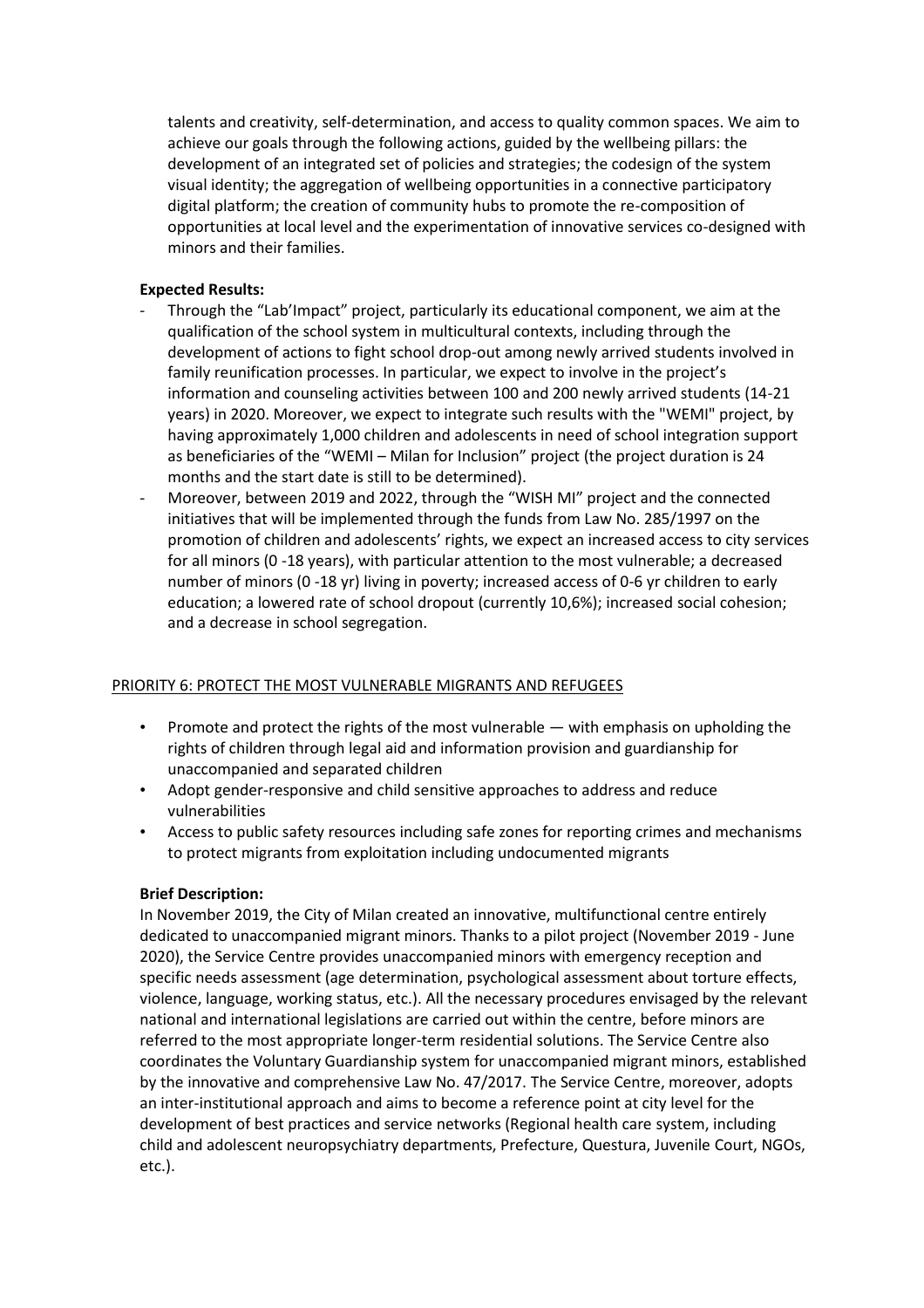talents and creativity, self-determination, and access to quality common spaces. We aim to achieve our goals through the following actions, guided by the wellbeing pillars: the development of an integrated set of policies and strategies; the codesign of the system visual identity; the aggregation of wellbeing opportunities in a connective participatory digital platform; the creation of community hubs to promote the re-composition of opportunities at local level and the experimentation of innovative services co-designed with minors and their families.

**Expected Results:**

- Through the "Lab'Impact" project, particularly its educational component, we aim at the qualification of the school system in multicultural contexts, including through the development of actions to fight school drop-out among newly arrived students involved in family reunification processes. In particular, we expect to involve in the project's information and counseling activities between 100 and 200 newly arrived students (14-21 years) in 2020. Moreover, we expect to integrate such results with the "WEMI" project, by having approximately 1,000 children and adolescents in need of school integration support as beneficiaries of the "WEMI – Milan for Inclusion" project (the project duration is 24 months and the start date is still to be determined).
- Moreover, between 2019 and 2022, through the "WISH MI" project and the connected initiatives that will be implemented through the funds from Law No. 285/1997 on the promotion of children and adolescents' rights, we expect an increased access to city services for all minors (0 -18 years), with particular attention to the most vulnerable; a decreased number of minors (0 -18 yr) living in poverty; increased access of 0-6 yr children to early education; a lowered rate of school dropout (currently 10,6%); increased social cohesion; and a decrease in school segregation.

<u>PRIORITY 6: PROTECT THE MOST VULNERABLE MIGRANTS AND REFUGEES</u>

- Promote and protect the rights of the most vulnerable — with emphasis on upholding the rights of children through legal aid and information provision and guardianship for unaccompanied and separated children
- Adopt gender-responsive and child sensitive approaches to address and reduce vulnerabilities
- Access to public safety resources including safe zones for reporting crimes and mechanisms to protect migrants from exploitation including undocumented migrants

**Brief Description:**

In November 2019, the City of Milan created an innovative, multifunctional centre entirely dedicated to unaccompanied migrant minors. Thanks to a pilot project (November 2019 - June 2020), the Service Centre provides unaccompanied minors with emergency reception and specific needs assessment (age determination, psychological assessment about torture effects, violence, language, working status, etc.). All the necessary procedures envisaged by the relevant national and international legislations are carried out within the centre, before minors are referred to the most appropriate longer-term residential solutions. The Service Centre also coordinates the Voluntary Guardianship system for unaccompanied migrant minors, established by the innovative and comprehensive Law No. 47/2017. The Service Centre, moreover, adopts an inter-institutional approach and aims to become a reference point at city level for the development of best practices and service networks (Regional health care system, including child and adolescent neuropsychiatry departments, Prefecture, Questura, Juvenile Court, NGOs, etc.).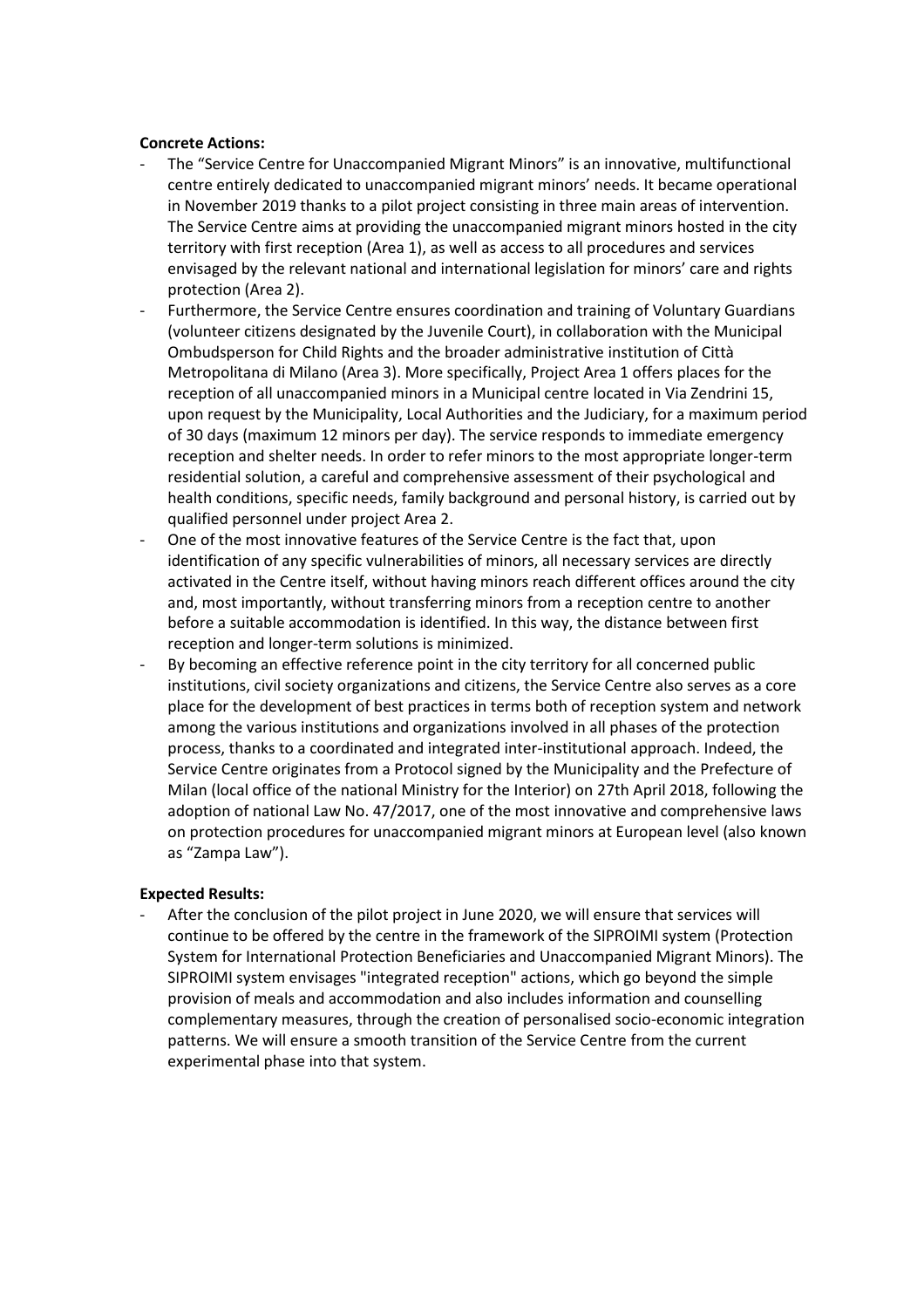**Concrete Actions:**

- The "Service Centre for Unaccompanied Migrant Minors" is an innovative, multifunctional centre entirely dedicated to unaccompanied migrant minors' needs. It became operational in November 2019 thanks to a pilot project consisting in three main areas of intervention. The Service Centre aims at providing the unaccompanied migrant minors hosted in the city territory with first reception (Area 1), as well as access to all procedures and services envisaged by the relevant national and international legislation for minors' care and rights protection (Area 2).
- Furthermore, the Service Centre ensures coordination and training of Voluntary Guardians (volunteer citizens designated by the Juvenile Court), in collaboration with the Municipal Ombudsperson for Child Rights and the broader administrative institution of Città Metropolitana di Milano (Area 3). More specifically, Project Area 1 offers places for the reception of all unaccompanied minors in a Municipal centre located in Via Zendrini 15, upon request by the Municipality, Local Authorities and the Judiciary, for a maximum period of 30 days (maximum 12 minors per day). The service responds to immediate emergency reception and shelter needs. In order to refer minors to the most appropriate longer-term residential solution, a careful and comprehensive assessment of their psychological and health conditions, specific needs, family background and personal history, is carried out by qualified personnel under project Area 2.
- One of the most innovative features of the Service Centre is the fact that, upon identification of any specific vulnerabilities of minors, all necessary services are directly activated in the Centre itself, without having minors reach different offices around the city and, most importantly, without transferring minors from a reception centre to another before a suitable accommodation is identified. In this way, the distance between first reception and longer-term solutions is minimized.
- By becoming an effective reference point in the city territory for all concerned public institutions, civil society organizations and citizens, the Service Centre also serves as a core place for the development of best practices in terms both of reception system and network among the various institutions and organizations involved in all phases of the protection process, thanks to a coordinated and integrated inter-institutional approach. Indeed, the Service Centre originates from a Protocol signed by the Municipality and the Prefecture of Milan (local office of the national Ministry for the Interior) on 27th April 2018, following the adoption of national Law No. 47/2017, one of the most innovative and comprehensive laws on protection procedures for unaccompanied migrant minors at European level (also known as "Zampa Law").

**Expected Results:**

- After the conclusion of the pilot project in June 2020, we will ensure that services will continue to be offered by the centre in the framework of the SIPROIMI system (Protection System for International Protection Beneficiaries and Unaccompanied Migrant Minors). The SIPROIMI system envisages "integrated reception" actions, which go beyond the simple provision of meals and accommodation and also includes information and counselling complementary measures, through the creation of personalised socio-economic integration patterns. We will ensure a smooth transition of the Service Centre from the current experimental phase into that system.